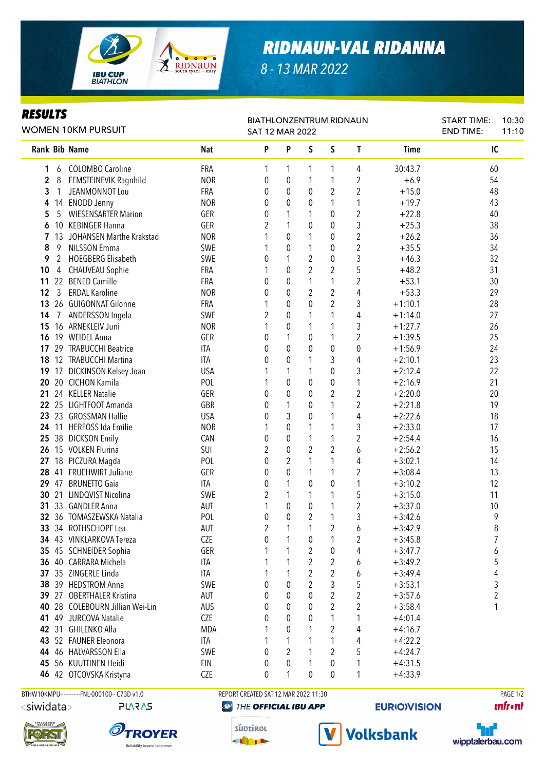# RIDNAUN-VAL RIDANNA

8 - 13 MAR 2022

## RESULTS

WOMEN 10KM PURSUIT

BIATHLONZENTRUM RIDNAUN
SAT 12 MAR 2022

START TIME: 10:30
END TIME: 11:10

| Rank | Bib | Name | Nat | P | P | S | S | T | Time | IC |
|---|---|---|---|---|---|---|---|---|---|---|
| 1 | 6 | COLOMBO Caroline | FRA | 1 | 1 | 1 | 1 | 4 | 30:43.7 | 60 |
| 2 | 8 | FEMSTEINEVIK Ragnhild | NOR | 0 | 0 | 1 | 1 | 2 | +6.9 | 54 |
| 3 | 1 | JEANMONNOT Lou | FRA | 0 | 0 | 0 | 2 | 2 | +15.0 | 48 |
| 4 | 14 | ENODD Jenny | NOR | 0 | 0 | 0 | 1 | 1 | +19.7 | 43 |
| 5 | 5 | WIESENSARTER Marion | GER | 0 | 1 | 1 | 0 | 2 | +22.8 | 40 |
| 6 | 10 | KEBINGER Hanna | GER | 2 | 1 | 0 | 0 | 3 | +25.3 | 38 |
| 7 | 13 | JOHANSEN Marthe Krakstad | NOR | 1 | 0 | 1 | 0 | 2 | +26.2 | 36 |
| 8 | 9 | NILSSON Emma | SWE | 1 | 0 | 1 | 0 | 2 | +35.5 | 34 |
| 9 | 2 | HOEGBERG Elisabeth | SWE | 0 | 1 | 2 | 0 | 3 | +46.3 | 32 |
| 10 | 4 | CHAUVEAU Sophie | FRA | 1 | 0 | 2 | 2 | 5 | +48.2 | 31 |
| 11 | 22 | BENED Camille | FRA | 0 | 0 | 1 | 1 | 2 | +53.1 | 30 |
| 12 | 3 | ERDAL Karoline | NOR | 0 | 0 | 2 | 2 | 4 | +53.3 | 29 |
| 13 | 26 | GUIGONNAT Gilonne | FRA | 1 | 0 | 0 | 2 | 3 | +1:10.1 | 28 |
| 14 | 7 | ANDERSSON Ingela | SWE | 2 | 0 | 1 | 1 | 4 | +1:14.0 | 27 |
| 15 | 16 | ARNEKLEIV Juni | NOR | 1 | 0 | 1 | 1 | 3 | +1:27.7 | 26 |
| 16 | 19 | WEIDEL Anna | GER | 0 | 1 | 0 | 1 | 2 | +1:39.5 | 25 |
| 17 | 29 | TRABUCCHI Beatrice | ITA | 0 | 0 | 0 | 0 | 0 | +1:56.9 | 24 |
| 18 | 12 | TRABUCCHI Martina | ITA | 0 | 0 | 1 | 3 | 4 | +2:10.1 | 23 |
| 19 | 17 | DICKINSON Kelsey Joan | USA | 1 | 1 | 1 | 0 | 3 | +2:12.4 | 22 |
| 20 | 20 | CICHON Kamila | POL | 1 | 0 | 0 | 0 | 1 | +2:16.9 | 21 |
| 21 | 24 | KELLER Natalie | GER | 0 | 0 | 0 | 2 | 2 | +2:20.0 | 20 |
| 22 | 25 | LIGHTFOOT Amanda | GBR | 0 | 1 | 0 | 1 | 2 | +2:21.8 | 19 |
| 23 | 23 | GROSSMAN Hallie | USA | 0 | 3 | 0 | 1 | 4 | +2:22.6 | 18 |
| 24 | 11 | HERFOSS Ida Emilie | NOR | 1 | 0 | 1 | 1 | 3 | +2:33.0 | 17 |
| 25 | 38 | DICKSON Emily | CAN | 0 | 0 | 1 | 1 | 2 | +2:54.4 | 16 |
| 26 | 15 | VOLKEN Flurina | SUI | 2 | 0 | 2 | 2 | 6 | +2:56.2 | 15 |
| 27 | 18 | PICZURA Magda | POL | 0 | 2 | 1 | 1 | 4 | +3:02.1 | 14 |
| 28 | 41 | FRUEHWIRT Juliane | GER | 0 | 0 | 1 | 1 | 2 | +3:08.4 | 13 |
| 29 | 47 | BRUNETTO Gaia | ITA | 0 | 1 | 0 | 0 | 1 | +3:10.2 | 12 |
| 30 | 21 | LINDQVIST Nicolina | SWE | 2 | 1 | 1 | 1 | 5 | +3:15.0 | 11 |
| 31 | 33 | GANDLER Anna | AUT | 1 | 0 | 0 | 1 | 2 | +3:37.0 | 10 |
| 32 | 36 | TOMASZEWSKA Natalia | POL | 0 | 0 | 2 | 1 | 3 | +3:42.6 | 9 |
| 33 | 34 | ROTHSCHOPF Lea | AUT | 2 | 1 | 1 | 2 | 6 | +3:42.9 | 8 |
| 34 | 43 | VINKLARKOVA Tereza | CZE | 0 | 1 | 0 | 1 | 2 | +3:45.8 | 7 |
| 35 | 45 | SCHNEIDER Sophia | GER | 1 | 1 | 2 | 0 | 4 | +3:47.7 | 6 |
| 36 | 40 | CARRARA Michela | ITA | 1 | 1 | 2 | 2 | 6 | +3:49.2 | 5 |
| 37 | 35 | ZINGERLE Linda | ITA | 1 | 1 | 2 | 2 | 6 | +3:49.4 | 4 |
| 38 | 39 | HEDSTROM Anna | SWE | 0 | 0 | 2 | 3 | 5 | +3:53.1 | 3 |
| 39 | 27 | OBERTHALER Kristina | AUT | 0 | 0 | 0 | 2 | 2 | +3:57.6 | 2 |
| 40 | 28 | COLEBOURN Jillian Wei-Lin | AUS | 0 | 0 | 0 | 2 | 2 | +3:58.4 | 1 |
| 41 | 49 | JURCOVA Natalie | CZE | 0 | 0 | 0 | 1 | 1 | +4:01.4 | |
| 42 | 31 | GHILENKO Alla | MDA | 1 | 0 | 1 | 2 | 4 | +4:16.7 | |
| 43 | 52 | FAUNER Eleonora | ITA | 1 | 1 | 1 | 1 | 4 | +4:22.2 | |
| 44 | 46 | HALVARSSON Ella | SWE | 0 | 2 | 1 | 2 | 5 | +4:24.7 | |
| 45 | 56 | KUUTTINEN Heidi | FIN | 0 | 0 | 1 | 0 | 1 | +4:31.5 | |
| 46 | 42 | OTCOVSKA Kristyna | CZE | 0 | 1 | 0 | 0 | 1 | +4:33.9 | |

BTHW10KMPU-----------FNL-000100-- C73D v1.0 REPORT CREATED SAT 12 MAR 2022 11:30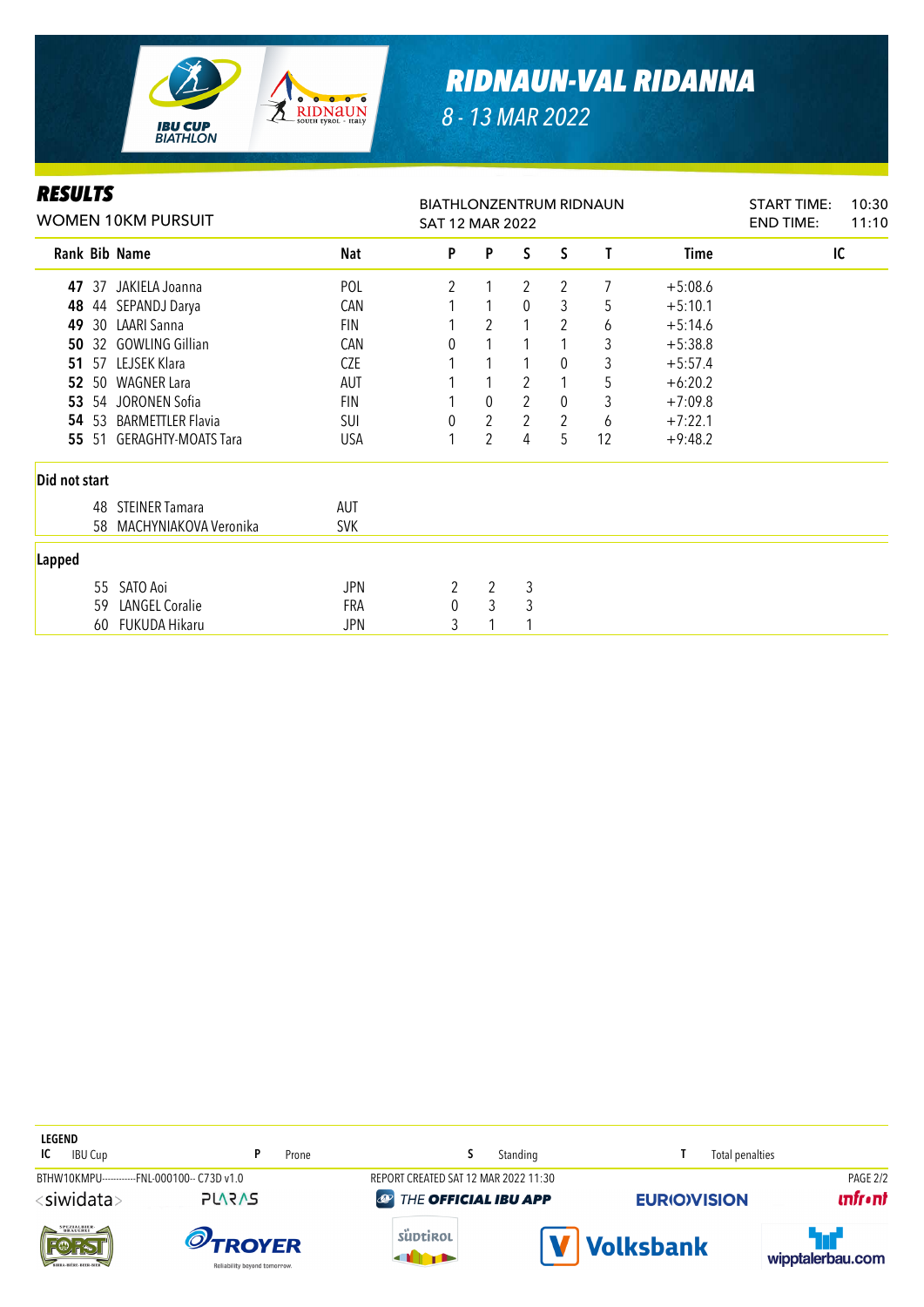# RIDNAUN-VAL RIDANNA

8 - 13 MAR 2022

## RESULTS

WOMEN 10KM PURSUIT

BIATHLONZENTRUM RIDNAUN
SAT 12 MAR 2022

START TIME: 10:30
END TIME: 11:10

| Rank | Bib | Name | Nat | P | P | S | S | T | Time | IC |
|---|---|---|---|---|---|---|---|---|---|---|
| **47** | 37 | JAKIELA Joanna | POL | 2 | 1 | 2 | 2 | 7 | +5:08.6 | |
| **48** | 44 | SEPANDJ Darya | CAN | 1 | 1 | 0 | 3 | 5 | +5:10.1 | |
| **49** | 30 | LAARI Sanna | FIN | 1 | 2 | 1 | 2 | 6 | +5:14.6 | |
| **50** | 32 | GOWLING Gillian | CAN | 0 | 1 | 1 | 1 | 3 | +5:38.8 | |
| **51** | 57 | LEJSEK Klara | CZE | 1 | 1 | 1 | 0 | 3 | +5:57.4 | |
| **52** | 50 | WAGNER Lara | AUT | 1 | 1 | 2 | 1 | 5 | +6:20.2 | |
| **53** | 54 | JORONEN Sofia | FIN | 1 | 0 | 2 | 0 | 3 | +7:09.8 | |
| **54** | 53 | BARMETTLER Flavia | SUI | 0 | 2 | 2 | 2 | 6 | +7:22.1 | |
| **55** | 51 | GERAGHTY-MOATS Tara | USA | 1 | 2 | 4 | 5 | 12 | +9:48.2 | |

**Did not start**

| Bib | Name | Nat |
|---|---|---|
| 48 | STEINER Tamara | AUT |
| 58 | MACHYNIAKOVA Veronika | SVK |

**Lapped**

| Bib | Name | Nat | P | P | S |
|---|---|---|---|---|---|
| 55 | SATO Aoi | JPN | 2 | 2 | 3 |
| 59 | LANGEL Coralie | FRA | 0 | 3 | 3 |
| 60 | FUKUDA Hikaru | JPN | 3 | 1 | 1 |

**LEGEND**
IC IBU Cup — P Prone — S Standing — T Total penalties

BTHW10KMPU-----------FNL-000100-- C73D v1.0
REPORT CREATED SAT 12 MAR 2022 11:30